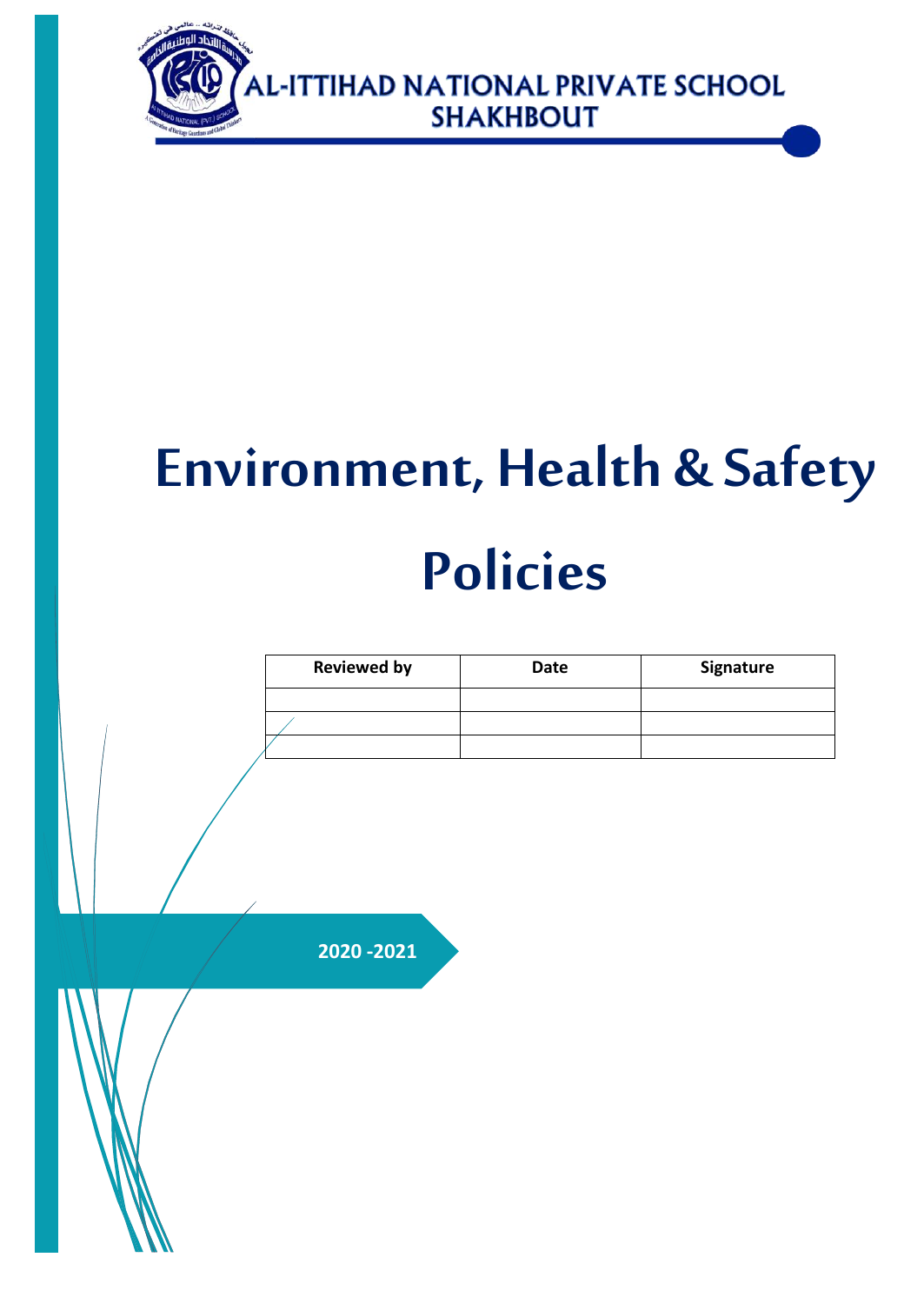AL-ITTIHAD NATIONAL PRIVATE SCHOOL
SHAKHBOUT

# Environment, Health & Safety Policies

| Reviewed by | Date | Signature |
| --- | --- | --- |
| | | |
| | | |
| | | |

**2020 -2021**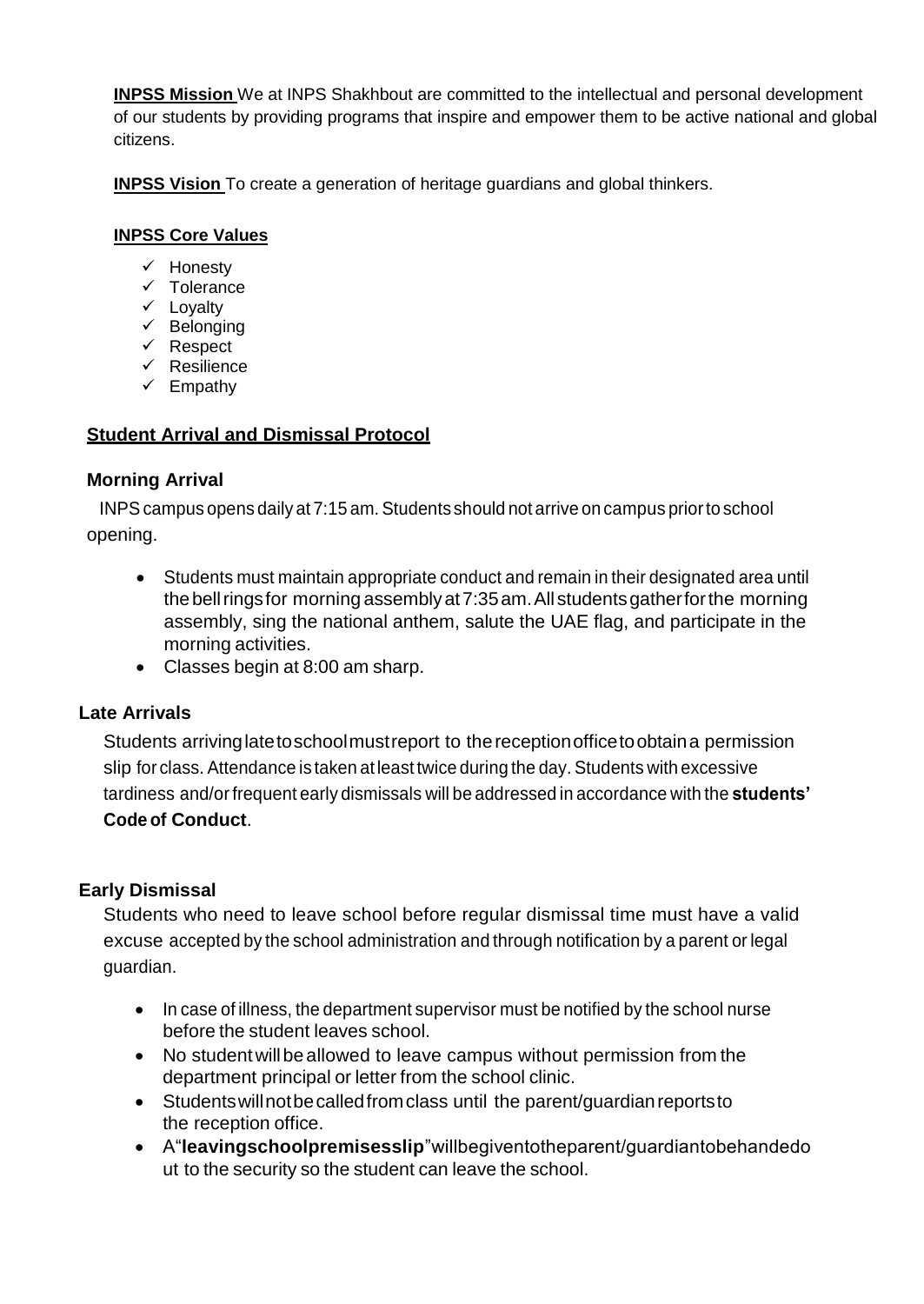**INPSS Mission** We at INPS Shakhbout are committed to the intellectual and personal development of our students by providing programs that inspire and empower them to be active national and global citizens.

**INPSS Vision** To create a generation of heritage guardians and global thinkers.

**INPSS Core Values**

- ✓ Honesty
- ✓ Tolerance
- ✓ Loyalty
- ✓ Belonging
- ✓ Respect
- ✓ Resilience
- ✓ Empathy

## Student Arrival and Dismissal Protocol

### Morning Arrival

INPS campus opens daily at 7:15 am. Students should not arrive on campus prior to school opening.

- Students must maintain appropriate conduct and remain in their designated area until the bell rings for morning assembly at 7:35 am. All students gather for the morning assembly, sing the national anthem, salute the UAE flag, and participate in the morning activities.
- Classes begin at 8:00 am sharp.

### Late Arrivals

Students arriving late to school must report to the reception office to obtain a permission slip for class. Attendance is taken at least twice during the day. Students with excessive tardiness and/or frequent early dismissals will be addressed in accordance with the **students' Code of Conduct**.

### Early Dismissal

Students who need to leave school before regular dismissal time must have a valid excuse accepted by the school administration and through notification by a parent or legal guardian.

- In case of illness, the department supervisor must be notified by the school nurse before the student leaves school.
- No student will be allowed to leave campus without permission from the department principal or letter from the school clinic.
- Students will not be called from class until the parent/guardian reports to the reception office.
- A "**leaving school premises slip**" will be given to the parent/guardian to be handed out to the security so the student can leave the school.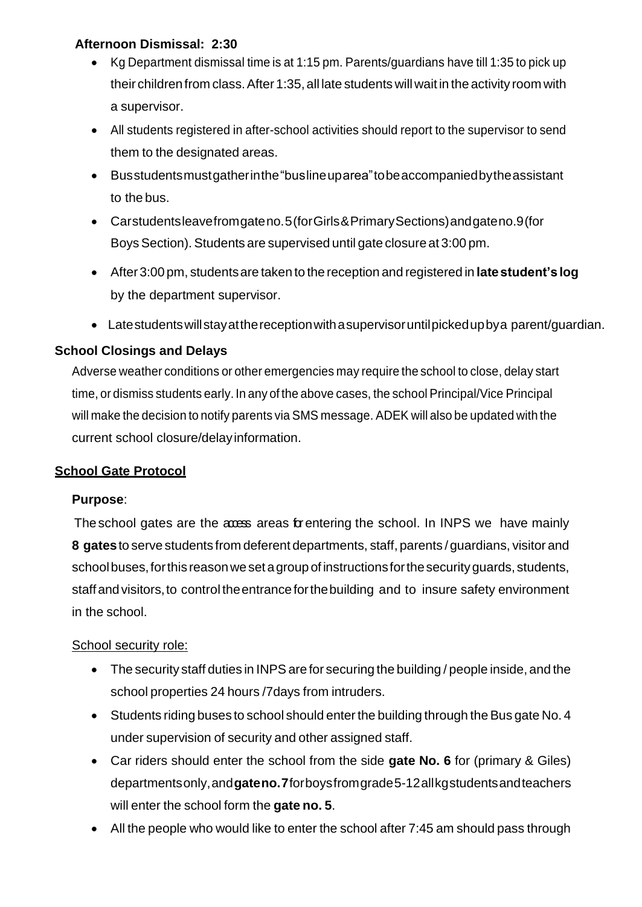**Afternoon Dismissal: 2:30**

- Kg Department dismissal time is at 1:15 pm. Parents/guardians have till 1:35 to pick up their children from class. After 1:35, all late students will wait in the activity room with a supervisor.
- All students registered in after-school activities should report to the supervisor to send them to the designated areas.
- Bus students must gather in the "bus lineup area" to be accompanied by the assistant to the bus.
- Car students leave from gate no. 5 (for Girls & Primary Sections) and gate no. 9 (for Boys Section). Students are supervised until gate closure at 3:00 pm.
- After 3:00 pm, students are taken to the reception and registered in **late student's log** by the department supervisor.
- Late students will stay at the reception with a supervisor until picked up by a parent/guardian.

**School Closings and Delays**

Adverse weather conditions or other emergencies may require the school to close, delay start time, or dismiss students early. In any of the above cases, the school Principal/Vice Principal will make the decision to notify parents via SMS message. ADEK will also be updated with the current school closure/delay information.

**School Gate Protocol**

**Purpose**:

The school gates are the access areas for entering the school. In INPS we have mainly **8 gates** to serve students from deferent departments, staff, parents / guardians, visitor and school buses, for this reason we set a group of instructions for the security guards, students, staff and visitors, to control the entrance for the building and to insure safety environment in the school.

School security role:

- The security staff duties in INPS are for securing the building / people inside, and the school properties 24 hours /7days from intruders.
- Students riding buses to school should enter the building through the Bus gate No. 4 under supervision of security and other assigned staff.
- Car riders should enter the school from the side **gate No. 6** for (primary & Giles) departments only, and **gate no. 7** for boys from grade 5-12 all kg students and teachers will enter the school form the **gate no. 5**.
- All the people who would like to enter the school after 7:45 am should pass through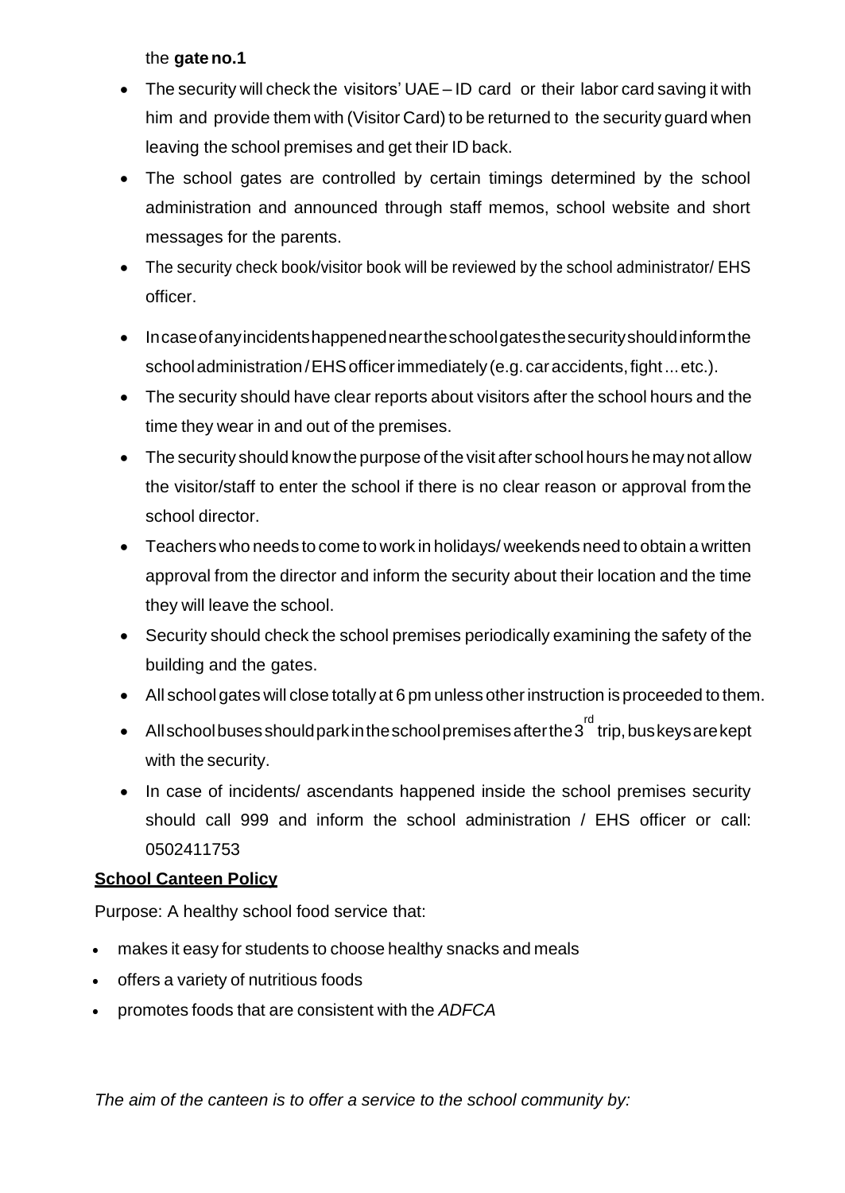the **gate no.1**

- The security will check the visitors' UAE – ID card or their labor card saving it with him and provide them with (Visitor Card) to be returned to the security guard when leaving the school premises and get their ID back.
- The school gates are controlled by certain timings determined by the school administration and announced through staff memos, school website and short messages for the parents.
- The security check book/visitor book will be reviewed by the school administrator/ EHS officer.
- In case of any incidents happened near the school gates the security should inform the school administration / EHS officer immediately (e.g. car accidents, fight ... etc.).
- The security should have clear reports about visitors after the school hours and the time they wear in and out of the premises.
- The security should know the purpose of the visit after school hours he may not allow the visitor/staff to enter the school if there is no clear reason or approval from the school director.
- Teachers who needs to come to work in holidays/ weekends need to obtain a written approval from the director and inform the security about their location and the time they will leave the school.
- Security should check the school premises periodically examining the safety of the building and the gates.
- All school gates will close totally at 6 pm unless other instruction is proceeded to them.
- All school buses should park in the school premises after the 3rd trip, bus keys are kept with the security.
- In case of incidents/ ascendants happened inside the school premises security should call 999 and inform the school administration / EHS officer or call: 0502411753

**School Canteen Policy**

Purpose: A healthy school food service that:

- makes it easy for students to choose healthy snacks and meals
- offers a variety of nutritious foods
- promotes foods that are consistent with the *ADFCA*

*The aim of the canteen is to offer a service to the school community by:*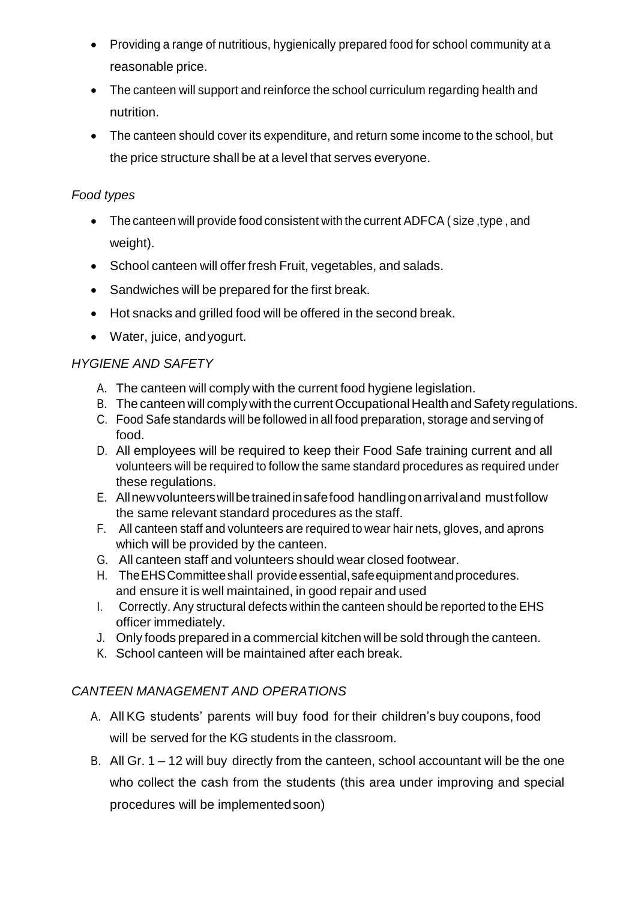- Providing a range of nutritious, hygienically prepared food for school community at a reasonable price.
- The canteen will support and reinforce the school curriculum regarding health and nutrition.
- The canteen should cover its expenditure, and return some income to the school, but the price structure shall be at a level that serves everyone.

*Food types*

- The canteen will provide food consistent with the current ADFCA ( size ,type , and weight).
- School canteen will offer fresh Fruit, vegetables, and salads.
- Sandwiches will be prepared for the first break.
- Hot snacks and grilled food will be offered in the second break.
- Water, juice, andyogurt.

*HYGIENE AND SAFETY*

A. The canteen will comply with the current food hygiene legislation.
B. The canteen will comply with the current Occupational Health and Safety regulations.
C. Food Safe standards will be followed in all food preparation, storage and serving of food.
D. All employees will be required to keep their Food Safe training current and all volunteers will be required to follow the same standard procedures as required under these regulations.
E. All new volunteers will be trained in safe food handling on arrival and must follow the same relevant standard procedures as the staff.
F. All canteen staff and volunteers are required to wear hair nets, gloves, and aprons which will be provided by the canteen.
G. All canteen staff and volunteers should wear closed footwear.
H. The EHS Committee shall provide essential, safe equipment and procedures. and ensure it is well maintained, in good repair and used
I. Correctly. Any structural defects within the canteen should be reported to the EHS officer immediately.
J. Only foods prepared in a commercial kitchen will be sold through the canteen.
K. School canteen will be maintained after each break.

*CANTEEN MANAGEMENT AND OPERATIONS*

A. All KG students' parents will buy food for their children's buy coupons, food will be served for the KG students in the classroom.
B. All Gr. 1 – 12 will buy directly from the canteen, school accountant will be the one who collect the cash from the students (this area under improving and special procedures will be implementedsoon)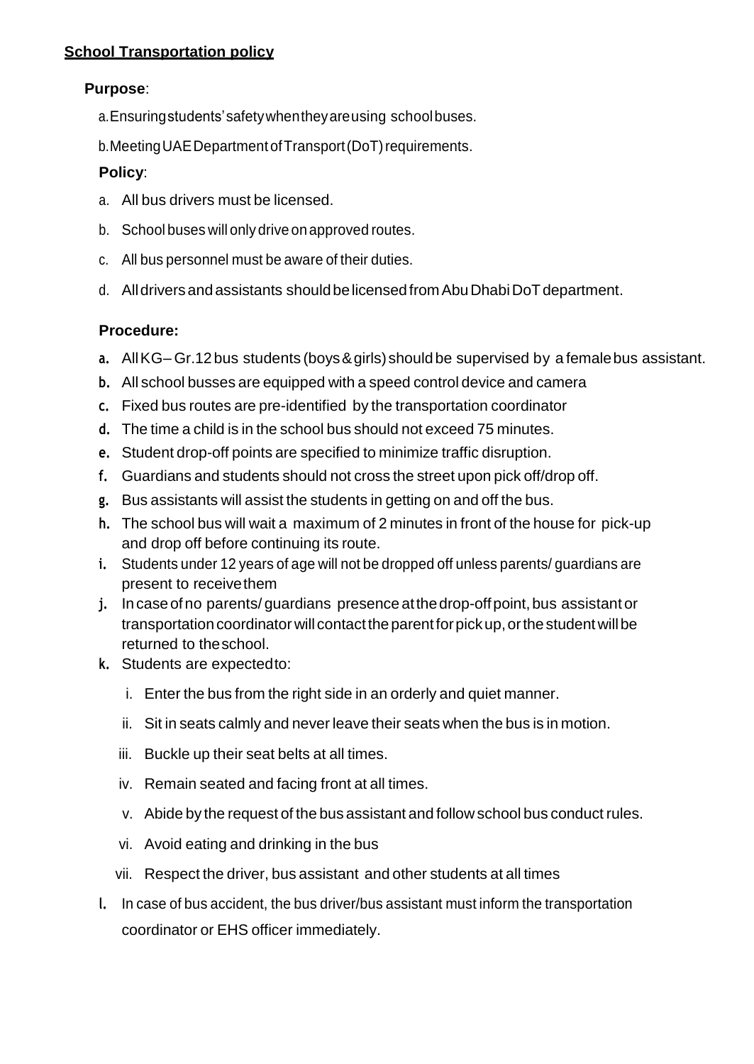**School Transportation policy**

**Purpose**:

a. Ensuring students' safety when they are using school buses.

b. Meeting UAE Department of Transport (DoT) requirements.

**Policy**:

a. All bus drivers must be licensed.

b. School buses will only drive on approved routes.

c. All bus personnel must be aware of their duties.

d. All drivers and assistants should be licensed from Abu Dhabi DoT department.

**Procedure:**

a. All KG – Gr.12 bus students (boys & girls) should be supervised by a female bus assistant.

b. All school busses are equipped with a speed control device and camera

c. Fixed bus routes are pre-identified by the transportation coordinator

d. The time a child is in the school bus should not exceed 75 minutes.

e. Student drop-off points are specified to minimize traffic disruption.

f. Guardians and students should not cross the street upon pick off/drop off.

g. Bus assistants will assist the students in getting on and off the bus.

h. The school bus will wait a maximum of 2 minutes in front of the house for pick-up and drop off before continuing its route.

i. Students under 12 years of age will not be dropped off unless parents/ guardians are present to receive them

j. In case of no parents/ guardians presence at the drop-off point, bus assistant or transportation coordinator will contact the parent for pick up, or the student will be returned to the school.

k. Students are expected to:

   i. Enter the bus from the right side in an orderly and quiet manner.

   ii. Sit in seats calmly and never leave their seats when the bus is in motion.

   iii. Buckle up their seat belts at all times.

   iv. Remain seated and facing front at all times.

   v. Abide by the request of the bus assistant and follow school bus conduct rules.

   vi. Avoid eating and drinking in the bus

   vii. Respect the driver, bus assistant and other students at all times

l. In case of bus accident, the bus driver/bus assistant must inform the transportation coordinator or EHS officer immediately.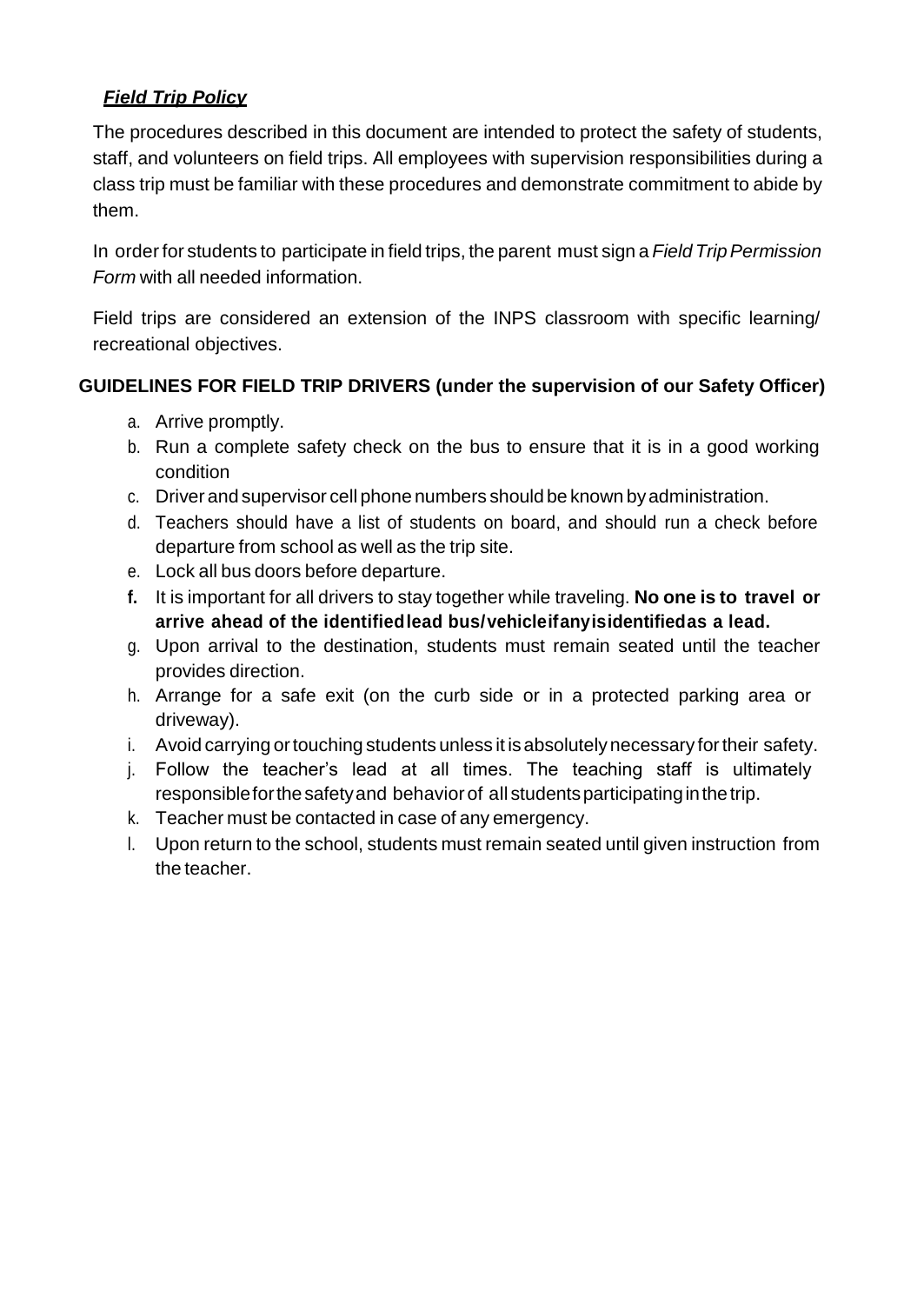***Field Trip Policy***

The procedures described in this document are intended to protect the safety of students, staff, and volunteers on field trips. All employees with supervision responsibilities during a class trip must be familiar with these procedures and demonstrate commitment to abide by them.

In order for students to participate in field trips, the parent must sign a *Field Trip Permission Form* with all needed information.

Field trips are considered an extension of the INPS classroom with specific learning/ recreational objectives.

**GUIDELINES FOR FIELD TRIP DRIVERS (under the supervision of our Safety Officer)**

a. Arrive promptly.
b. Run a complete safety check on the bus to ensure that it is in a good working condition
c. Driver and supervisor cell phone numbers should be known by administration.
d. Teachers should have a list of students on board, and should run a check before departure from school as well as the trip site.
e. Lock all bus doors before departure.
**f.** It is important for all drivers to stay together while traveling. **No one is to travel or arrive ahead of the identified lead bus/vehicle if any is identified as a lead.**
g. Upon arrival to the destination, students must remain seated until the teacher provides direction.
h. Arrange for a safe exit (on the curb side or in a protected parking area or driveway).
i. Avoid carrying or touching students unless it is absolutely necessary for their safety.
j. Follow the teacher's lead at all times. The teaching staff is ultimately responsible for the safety and behavior of all students participating in the trip.
k. Teacher must be contacted in case of any emergency.
l. Upon return to the school, students must remain seated until given instruction from the teacher.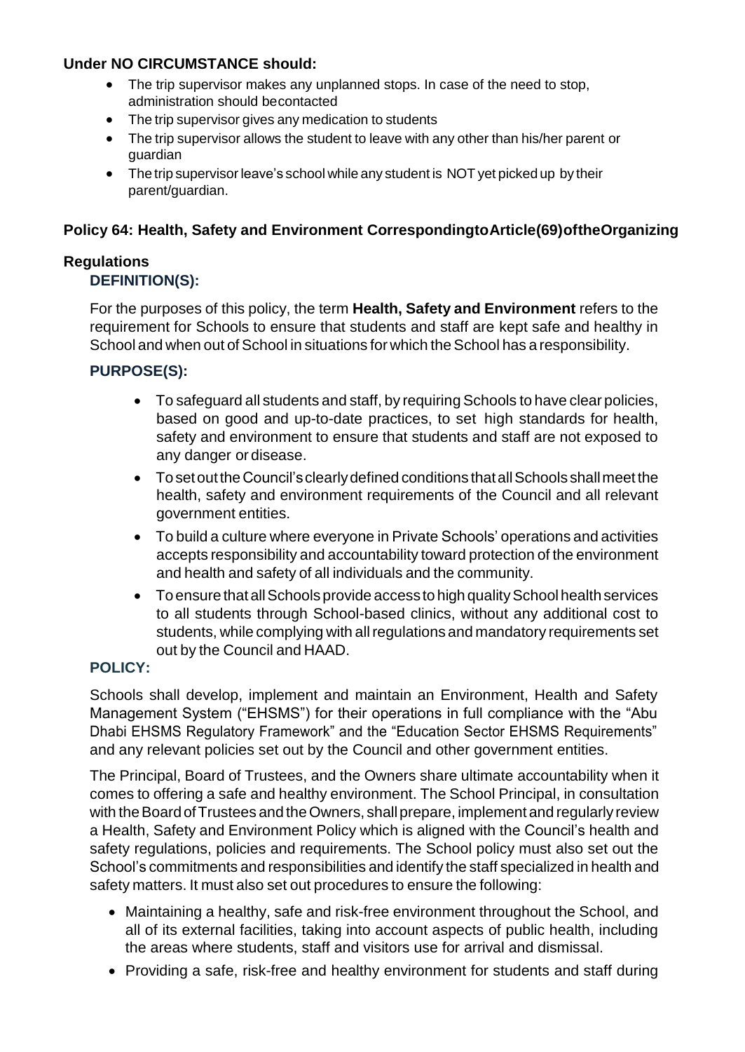**Under NO CIRCUMSTANCE should:**

- The trip supervisor makes any unplanned stops. In case of the need to stop, administration should becontacted
- The trip supervisor gives any medication to students
- The trip supervisor allows the student to leave with any other than his/her parent or guardian
- The trip supervisor leave's school while any student is NOT yet picked up by their parent/guardian.

## Policy 64: Health, Safety and Environment CorrespondingtoArticle(69)oftheOrganizing Regulations

### DEFINITION(S):

For the purposes of this policy, the term **Health, Safety and Environment** refers to the requirement for Schools to ensure that students and staff are kept safe and healthy in School and when out of School in situations for which the School has a responsibility.

### PURPOSE(S):

- To safeguard all students and staff, by requiring Schools to have clear policies, based on good and up-to-date practices, to set high standards for health, safety and environment to ensure that students and staff are not exposed to any danger or disease.
- To set out the Council's clearly defined conditions that all Schools shall meet the health, safety and environment requirements of the Council and all relevant government entities.
- To build a culture where everyone in Private Schools' operations and activities accepts responsibility and accountability toward protection of the environment and health and safety of all individuals and the community.
- To ensure that all Schools provide access to high quality School health services to all students through School-based clinics, without any additional cost to students, while complying with all regulations and mandatory requirements set out by the Council and HAAD.

### POLICY:

Schools shall develop, implement and maintain an Environment, Health and Safety Management System ("EHSMS") for their operations in full compliance with the "Abu Dhabi EHSMS Regulatory Framework" and the "Education Sector EHSMS Requirements" and any relevant policies set out by the Council and other government entities.

The Principal, Board of Trustees, and the Owners share ultimate accountability when it comes to offering a safe and healthy environment. The School Principal, in consultation with the Board of Trustees and the Owners, shall prepare, implement and regularly review a Health, Safety and Environment Policy which is aligned with the Council's health and safety regulations, policies and requirements. The School policy must also set out the School's commitments and responsibilities and identify the staff specialized in health and safety matters. It must also set out procedures to ensure the following:

- Maintaining a healthy, safe and risk-free environment throughout the School, and all of its external facilities, taking into account aspects of public health, including the areas where students, staff and visitors use for arrival and dismissal.
- Providing a safe, risk-free and healthy environment for students and staff during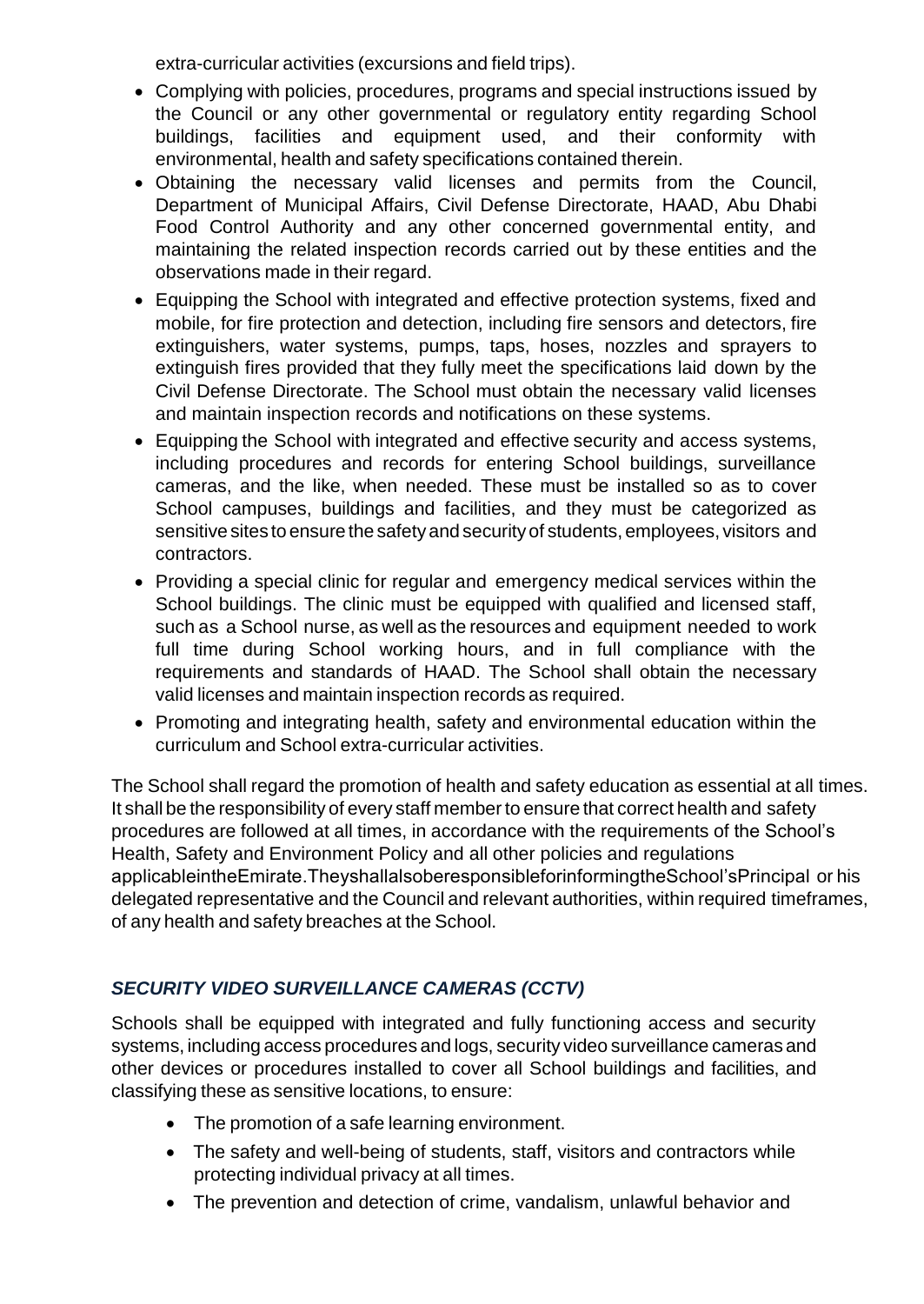extra-curricular activities (excursions and field trips).

- Complying with policies, procedures, programs and special instructions issued by the Council or any other governmental or regulatory entity regarding School buildings, facilities and equipment used, and their conformity with environmental, health and safety specifications contained therein.
- Obtaining the necessary valid licenses and permits from the Council, Department of Municipal Affairs, Civil Defense Directorate, HAAD, Abu Dhabi Food Control Authority and any other concerned governmental entity, and maintaining the related inspection records carried out by these entities and the observations made in their regard.
- Equipping the School with integrated and effective protection systems, fixed and mobile, for fire protection and detection, including fire sensors and detectors, fire extinguishers, water systems, pumps, taps, hoses, nozzles and sprayers to extinguish fires provided that they fully meet the specifications laid down by the Civil Defense Directorate. The School must obtain the necessary valid licenses and maintain inspection records and notifications on these systems.
- Equipping the School with integrated and effective security and access systems, including procedures and records for entering School buildings, surveillance cameras, and the like, when needed. These must be installed so as to cover School campuses, buildings and facilities, and they must be categorized as sensitive sites to ensure the safety and security of students, employees, visitors and contractors.
- Providing a special clinic for regular and emergency medical services within the School buildings. The clinic must be equipped with qualified and licensed staff, such as a School nurse, as well as the resources and equipment needed to work full time during School working hours, and in full compliance with the requirements and standards of HAAD. The School shall obtain the necessary valid licenses and maintain inspection records as required.
- Promoting and integrating health, safety and environmental education within the curriculum and School extra-curricular activities.

The School shall regard the promotion of health and safety education as essential at all times. It shall be the responsibility of every staff member to ensure that correct health and safety procedures are followed at all times, in accordance with the requirements of the School's Health, Safety and Environment Policy and all other policies and regulations applicable in the Emirate. They shall also be responsible for informing the School's Principal or his delegated representative and the Council and relevant authorities, within required timeframes, of any health and safety breaches at the School.

### *SECURITY VIDEO SURVEILLANCE CAMERAS (CCTV)*

Schools shall be equipped with integrated and fully functioning access and security systems, including access procedures and logs, security video surveillance cameras and other devices or procedures installed to cover all School buildings and facilities, and classifying these as sensitive locations, to ensure:

- The promotion of a safe learning environment.
- The safety and well-being of students, staff, visitors and contractors while protecting individual privacy at all times.
- The prevention and detection of crime, vandalism, unlawful behavior and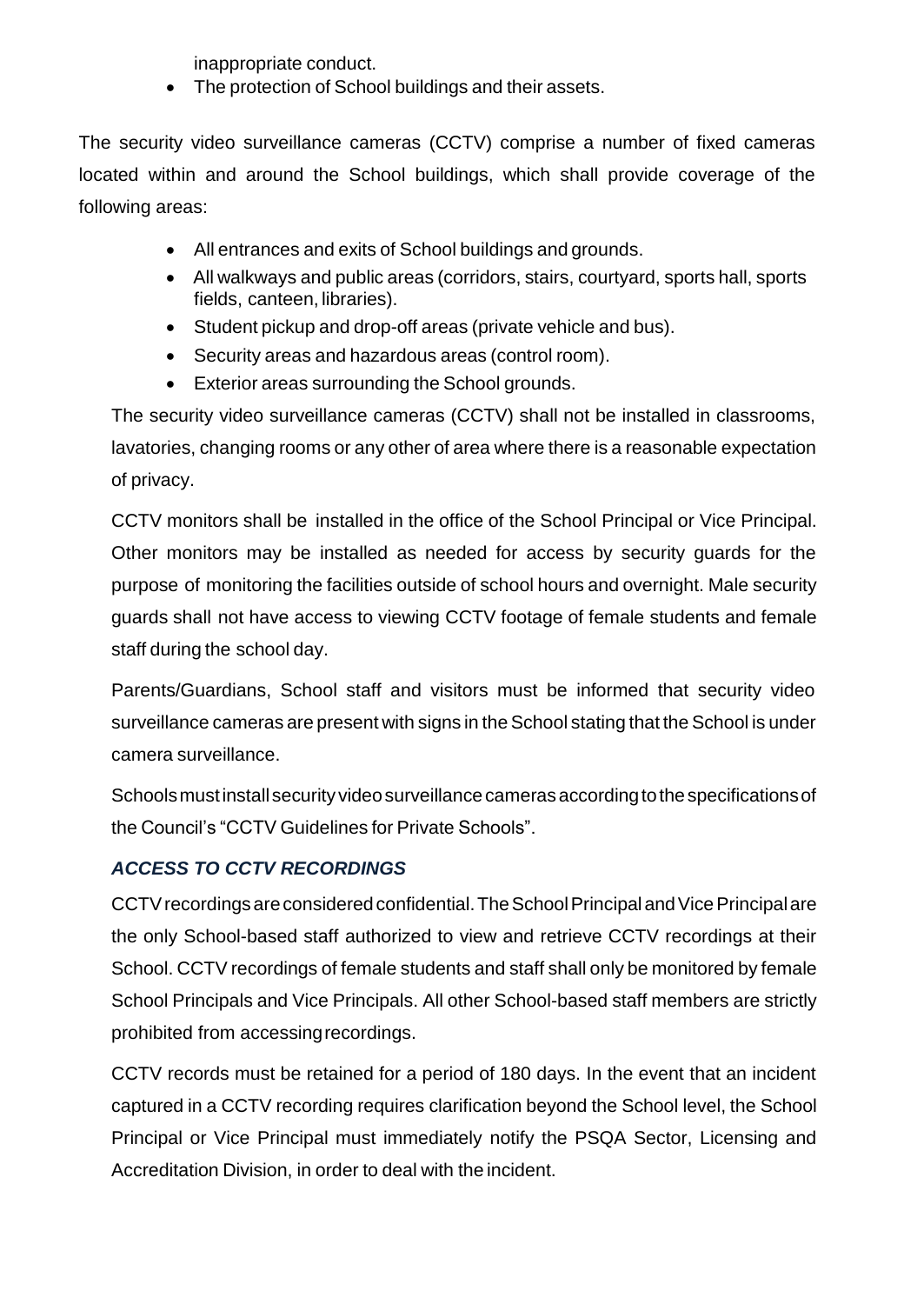inappropriate conduct.

- The protection of School buildings and their assets.

The security video surveillance cameras (CCTV) comprise a number of fixed cameras located within and around the School buildings, which shall provide coverage of the following areas:

- All entrances and exits of School buildings and grounds.
- All walkways and public areas (corridors, stairs, courtyard, sports hall, sports fields, canteen, libraries).
- Student pickup and drop-off areas (private vehicle and bus).
- Security areas and hazardous areas (control room).
- Exterior areas surrounding the School grounds.

The security video surveillance cameras (CCTV) shall not be installed in classrooms, lavatories, changing rooms or any other of area where there is a reasonable expectation of privacy.

CCTV monitors shall be installed in the office of the School Principal or Vice Principal. Other monitors may be installed as needed for access by security guards for the purpose of monitoring the facilities outside of school hours and overnight. Male security guards shall not have access to viewing CCTV footage of female students and female staff during the school day.

Parents/Guardians, School staff and visitors must be informed that security video surveillance cameras are present with signs in the School stating that the School is under camera surveillance.

Schools must install security video surveillance cameras according to the specifications of the Council's "CCTV Guidelines for Private Schools".

### *ACCESS TO CCTV RECORDINGS*

CCTV recordings are considered confidential. The School Principal and Vice Principal are the only School-based staff authorized to view and retrieve CCTV recordings at their School. CCTV recordings of female students and staff shall only be monitored by female School Principals and Vice Principals. All other School-based staff members are strictly prohibited from accessing recordings.

CCTV records must be retained for a period of 180 days. In the event that an incident captured in a CCTV recording requires clarification beyond the School level, the School Principal or Vice Principal must immediately notify the PSQA Sector, Licensing and Accreditation Division, in order to deal with the incident.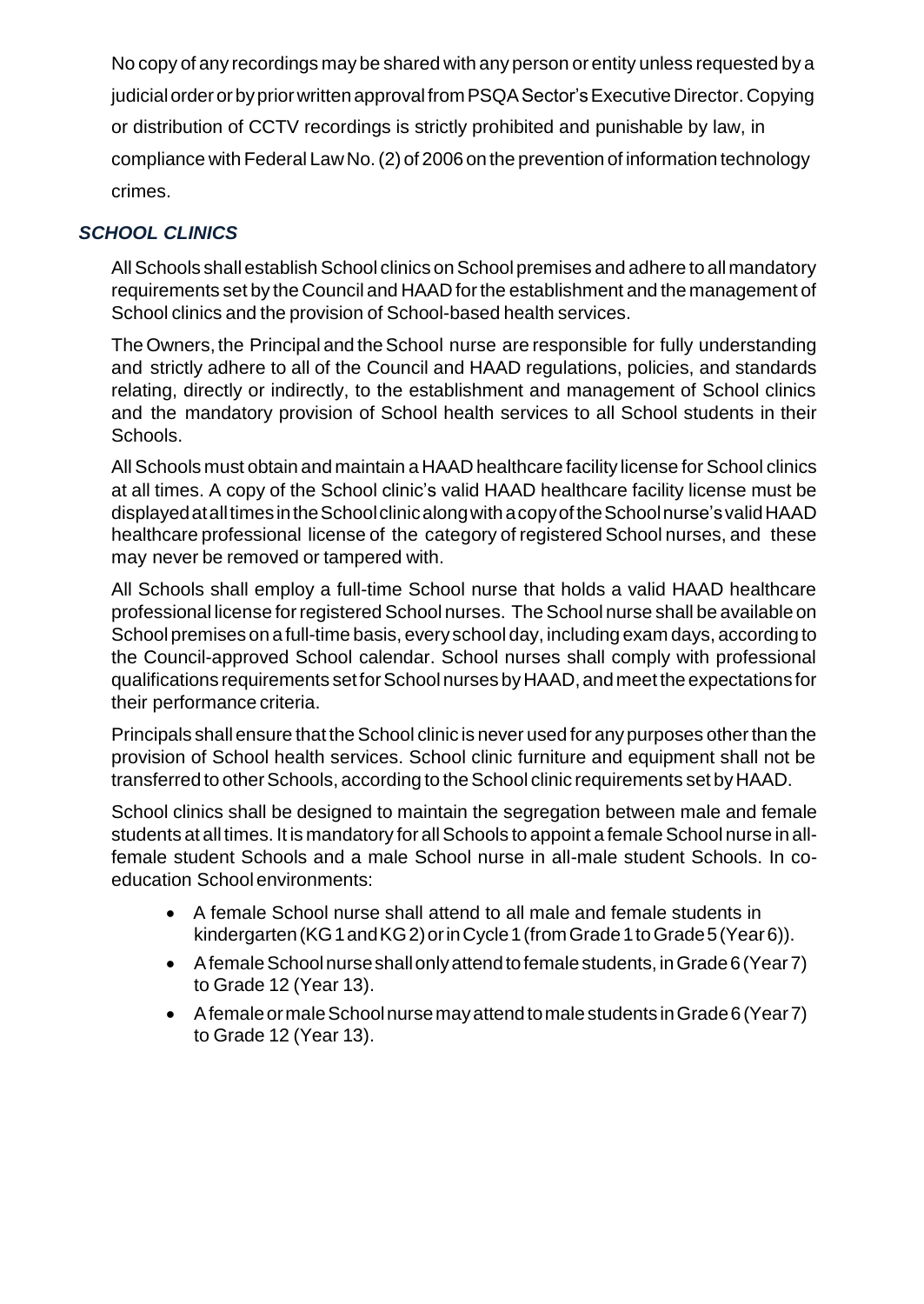No copy of any recordings may be shared with any person or entity unless requested by a judicial order or by prior written approval from PSQA Sector's Executive Director. Copying or distribution of CCTV recordings is strictly prohibited and punishable by law, in compliance with Federal Law No. (2) of 2006 on the prevention of information technology crimes.

### *SCHOOL CLINICS*

All Schools shall establish School clinics on School premises and adhere to all mandatory requirements set by the Council and HAAD for the establishment and the management of School clinics and the provision of School-based health services.

The Owners, the Principal and the School nurse are responsible for fully understanding and strictly adhere to all of the Council and HAAD regulations, policies, and standards relating, directly or indirectly, to the establishment and management of School clinics and the mandatory provision of School health services to all School students in their Schools.

All Schools must obtain and maintain a HAAD healthcare facility license for School clinics at all times. A copy of the School clinic's valid HAAD healthcare facility license must be displayed at all times in the School clinic along with a copy of the School nurse's valid HAAD healthcare professional license of the category of registered School nurses, and these may never be removed or tampered with.

All Schools shall employ a full-time School nurse that holds a valid HAAD healthcare professional license for registered School nurses. The School nurse shall be available on School premises on a full-time basis, every school day, including exam days, according to the Council-approved School calendar. School nurses shall comply with professional qualifications requirements set for School nurses by HAAD, and meet the expectations for their performance criteria.

Principals shall ensure that the School clinic is never used for any purposes other than the provision of School health services. School clinic furniture and equipment shall not be transferred to other Schools, according to the School clinic requirements set by HAAD.

School clinics shall be designed to maintain the segregation between male and female students at all times. It is mandatory for all Schools to appoint a female School nurse in all-female student Schools and a male School nurse in all-male student Schools. In co-education School environments:

- A female School nurse shall attend to all male and female students in kindergarten (KG 1 and KG 2) or in Cycle 1 (from Grade 1 to Grade 5 (Year 6)).
- A female School nurse shall only attend to female students, in Grade 6 (Year 7) to Grade 12 (Year 13).
- A female or male School nurse may attend to male students in Grade 6 (Year 7) to Grade 12 (Year 13).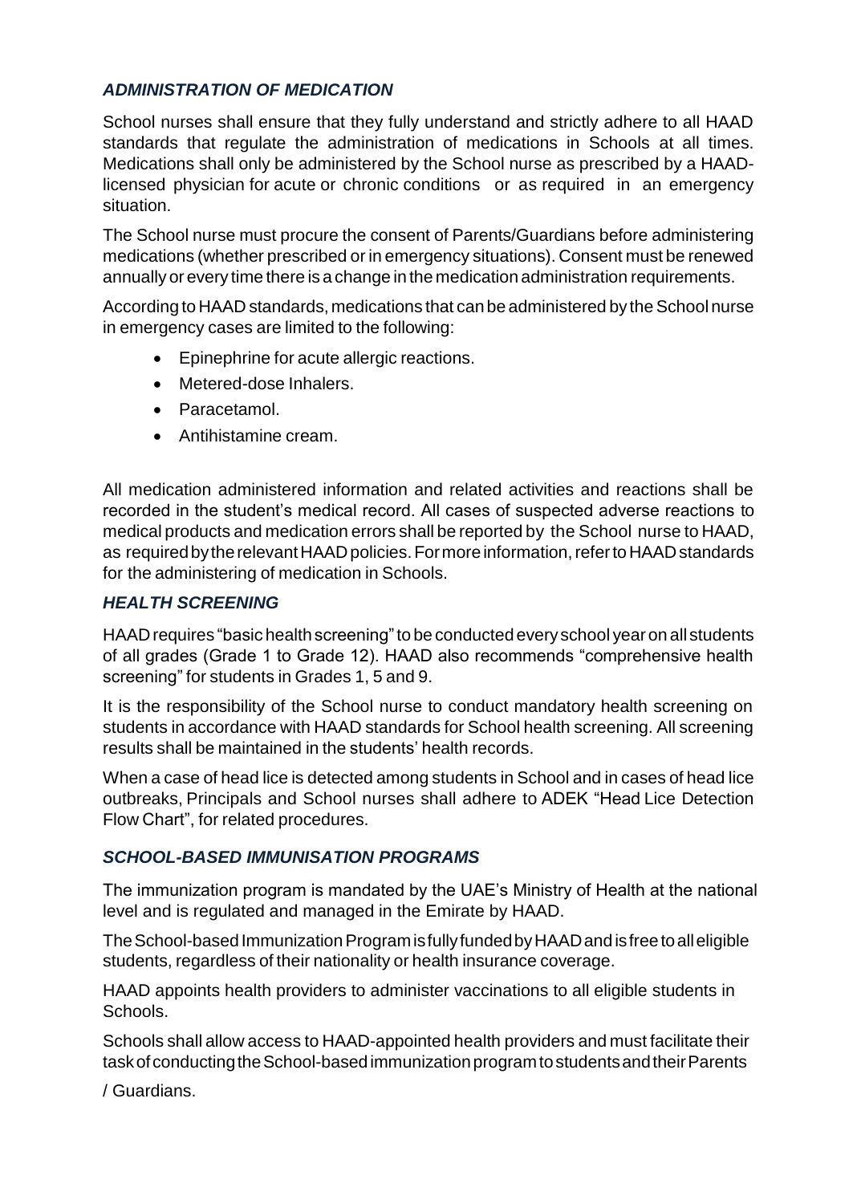### *ADMINISTRATION OF MEDICATION*

School nurses shall ensure that they fully understand and strictly adhere to all HAAD standards that regulate the administration of medications in Schools at all times. Medications shall only be administered by the School nurse as prescribed by a HAAD-licensed physician for acute or chronic conditions or as required in an emergency situation.

The School nurse must procure the consent of Parents/Guardians before administering medications (whether prescribed or in emergency situations). Consent must be renewed annually or every time there is a change in the medication administration requirements.

According to HAAD standards, medications that can be administered by the School nurse in emergency cases are limited to the following:

- Epinephrine for acute allergic reactions.
- Metered-dose Inhalers.
- Paracetamol.
- Antihistamine cream.

All medication administered information and related activities and reactions shall be recorded in the student's medical record. All cases of suspected adverse reactions to medical products and medication errors shall be reported by the School nurse to HAAD, as required by the relevant HAAD policies. For more information, refer to HAAD standards for the administering of medication in Schools.

### *HEALTH SCREENING*

HAAD requires "basic health screening" to be conducted every school year on all students of all grades (Grade 1 to Grade 12). HAAD also recommends "comprehensive health screening" for students in Grades 1, 5 and 9.

It is the responsibility of the School nurse to conduct mandatory health screening on students in accordance with HAAD standards for School health screening. All screening results shall be maintained in the students' health records.

When a case of head lice is detected among students in School and in cases of head lice outbreaks, Principals and School nurses shall adhere to ADEK "Head Lice Detection Flow Chart", for related procedures.

### *SCHOOL-BASED IMMUNISATION PROGRAMS*

The immunization program is mandated by the UAE's Ministry of Health at the national level and is regulated and managed in the Emirate by HAAD.

The School-based Immunization Program is fully funded by HAAD and is free to all eligible students, regardless of their nationality or health insurance coverage.

HAAD appoints health providers to administer vaccinations to all eligible students in Schools.

Schools shall allow access to HAAD-appointed health providers and must facilitate their task of conducting the School-based immunization program to students and their Parents / Guardians.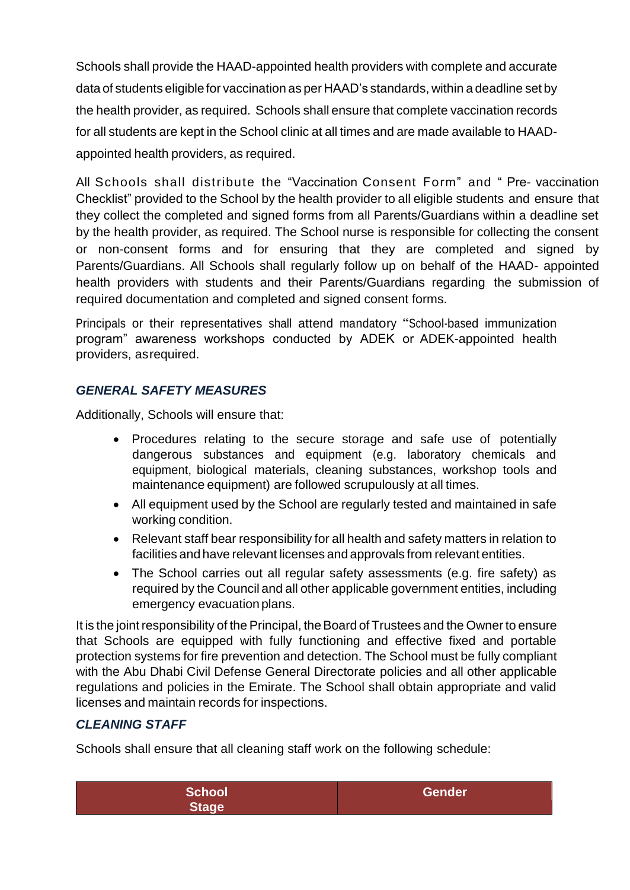Schools shall provide the HAAD-appointed health providers with complete and accurate data of students eligible for vaccination as per HAAD's standards, within a deadline set by the health provider, as required. Schools shall ensure that complete vaccination records for all students are kept in the School clinic at all times and are made available to HAAD-appointed health providers, as required.

All Schools shall distribute the "Vaccination Consent Form" and " Pre- vaccination Checklist" provided to the School by the health provider to all eligible students and ensure that they collect the completed and signed forms from all Parents/Guardians within a deadline set by the health provider, as required. The School nurse is responsible for collecting the consent or non-consent forms and for ensuring that they are completed and signed by Parents/Guardians. All Schools shall regularly follow up on behalf of the HAAD- appointed health providers with students and their Parents/Guardians regarding the submission of required documentation and completed and signed consent forms.

Principals or their representatives shall attend mandatory "School-based immunization program" awareness workshops conducted by ADEK or ADEK-appointed health providers, as required.

### *GENERAL SAFETY MEASURES*

Additionally, Schools will ensure that:

- Procedures relating to the secure storage and safe use of potentially dangerous substances and equipment (e.g. laboratory chemicals and equipment, biological materials, cleaning substances, workshop tools and maintenance equipment) are followed scrupulously at all times.
- All equipment used by the School are regularly tested and maintained in safe working condition.
- Relevant staff bear responsibility for all health and safety matters in relation to facilities and have relevant licenses and approvals from relevant entities.
- The School carries out all regular safety assessments (e.g. fire safety) as required by the Council and all other applicable government entities, including emergency evacuation plans.

It is the joint responsibility of the Principal, the Board of Trustees and the Owner to ensure that Schools are equipped with fully functioning and effective fixed and portable protection systems for fire prevention and detection. The School must be fully compliant with the Abu Dhabi Civil Defense General Directorate policies and all other applicable regulations and policies in the Emirate. The School shall obtain appropriate and valid licenses and maintain records for inspections.

### *CLEANING STAFF*

Schools shall ensure that all cleaning staff work on the following schedule:

| School Stage | Gender |
|---|---|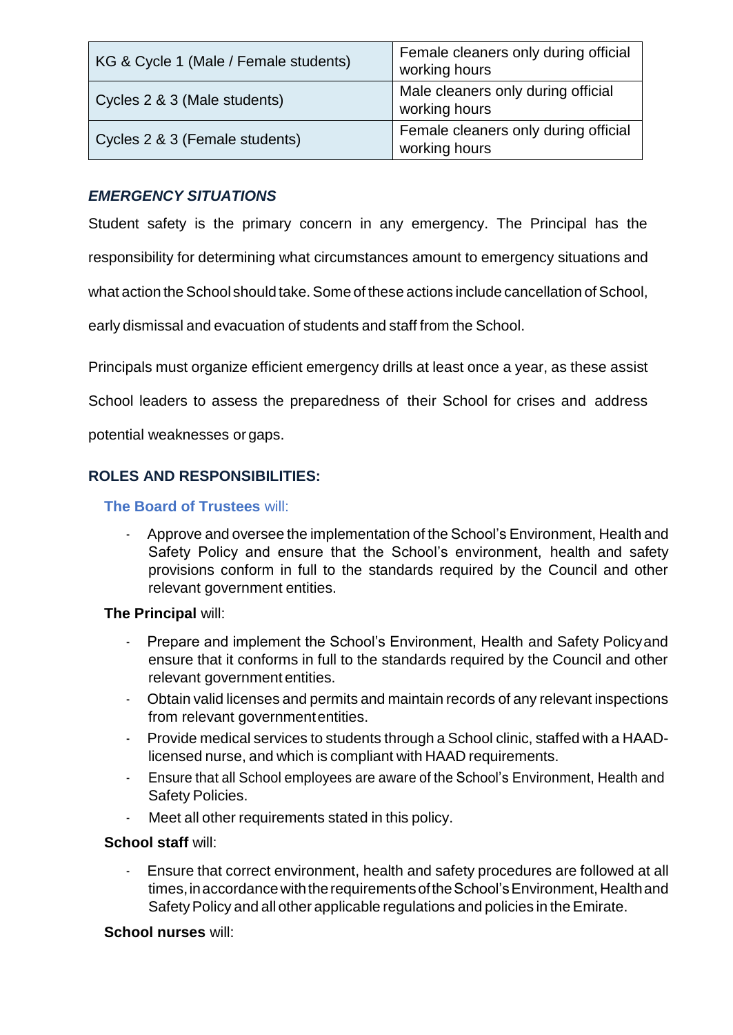| KG & Cycle 1 (Male / Female students) | Female cleaners only during official working hours |
|---|---|
| Cycles 2 & 3 (Male students) | Male cleaners only during official working hours |
| Cycles 2 & 3 (Female students) | Female cleaners only during official working hours |

### *EMERGENCY SITUATIONS*

Student safety is the primary concern in any emergency. The Principal has the responsibility for determining what circumstances amount to emergency situations and what action the School should take. Some of these actions include cancellation of School, early dismissal and evacuation of students and staff from the School.

Principals must organize efficient emergency drills at least once a year, as these assist School leaders to assess the preparedness of their School for crises and address potential weaknesses or gaps.

## ROLES AND RESPONSIBILITIES:

**The Board of Trustees** will:

- Approve and oversee the implementation of the School's Environment, Health and Safety Policy and ensure that the School's environment, health and safety provisions conform in full to the standards required by the Council and other relevant government entities.

**The Principal** will:

- Prepare and implement the School's Environment, Health and Safety Policy and ensure that it conforms in full to the standards required by the Council and other relevant government entities.
- Obtain valid licenses and permits and maintain records of any relevant inspections from relevant government entities.
- Provide medical services to students through a School clinic, staffed with a HAAD-licensed nurse, and which is compliant with HAAD requirements.
- Ensure that all School employees are aware of the School's Environment, Health and Safety Policies.
- Meet all other requirements stated in this policy.

**School staff** will:

- Ensure that correct environment, health and safety procedures are followed at all times, in accordance with the requirements of the School's Environment, Health and Safety Policy and all other applicable regulations and policies in the Emirate.

**School nurses** will: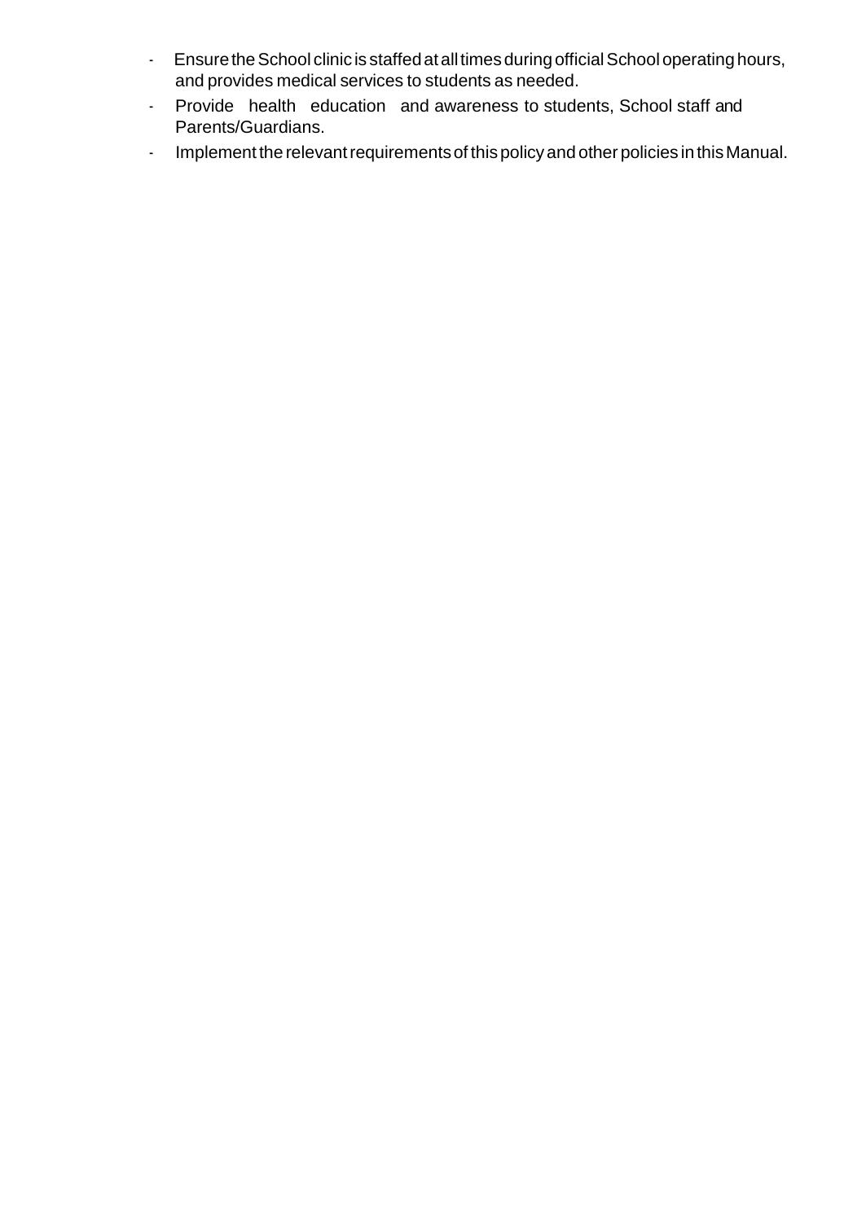- Ensure the School clinic is staffed at all times during official School operating hours, and provides medical services to students as needed.
- Provide health education and awareness to students, School staff and Parents/Guardians.
- Implement the relevant requirements of this policy and other policies in this Manual.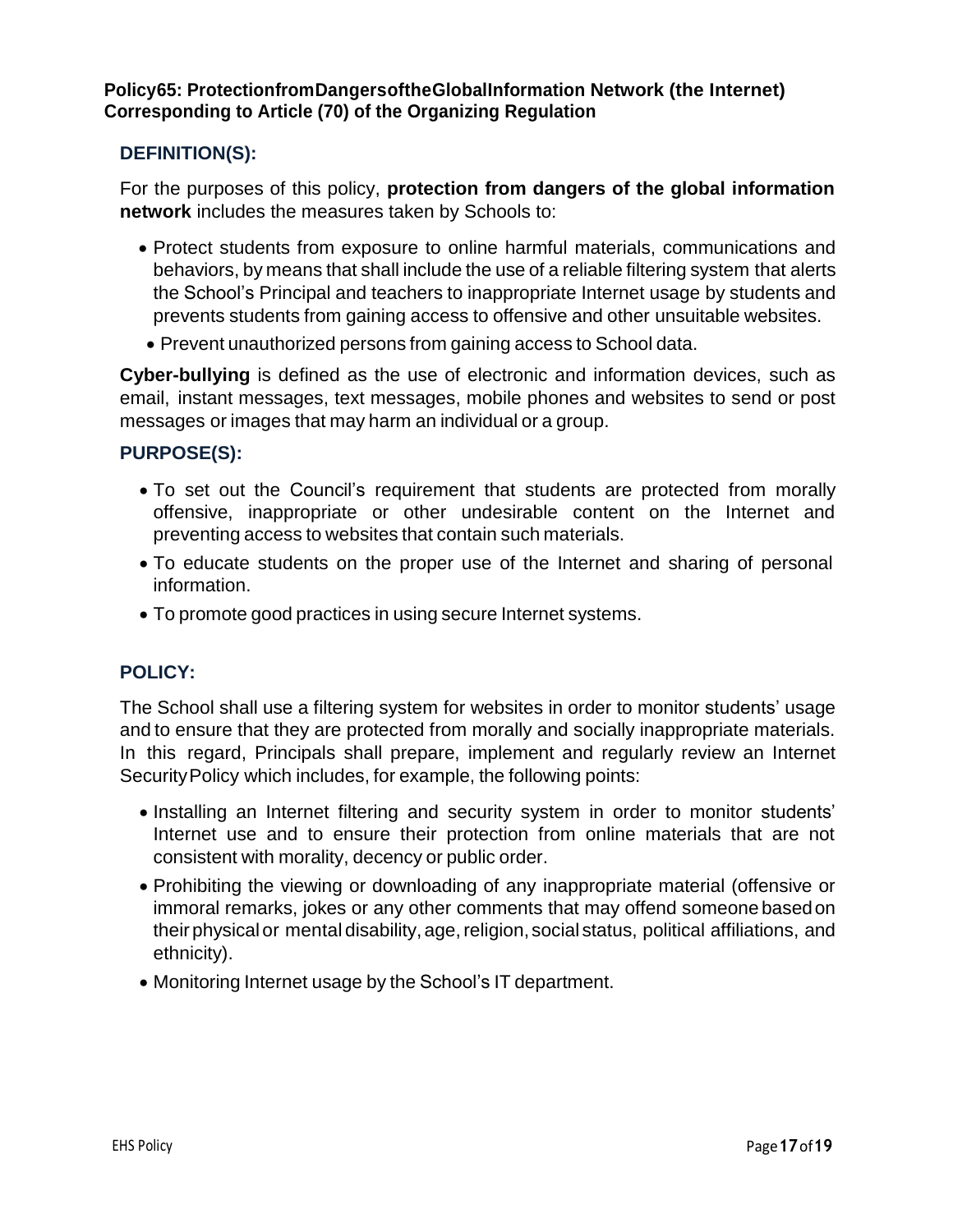**Policy65: ProtectionfromDangersoftheGlobalInformation Network (the Internet) Corresponding to Article (70) of the Organizing Regulation**

## DEFINITION(S):

For the purposes of this policy, **protection from dangers of the global information network** includes the measures taken by Schools to:

- Protect students from exposure to online harmful materials, communications and behaviors, by means that shall include the use of a reliable filtering system that alerts the School's Principal and teachers to inappropriate Internet usage by students and prevents students from gaining access to offensive and other unsuitable websites.
- Prevent unauthorized persons from gaining access to School data.

**Cyber-bullying** is defined as the use of electronic and information devices, such as email, instant messages, text messages, mobile phones and websites to send or post messages or images that may harm an individual or a group.

## PURPOSE(S):

- To set out the Council's requirement that students are protected from morally offensive, inappropriate or other undesirable content on the Internet and preventing access to websites that contain such materials.
- To educate students on the proper use of the Internet and sharing of personal information.
- To promote good practices in using secure Internet systems.

## POLICY:

The School shall use a filtering system for websites in order to monitor students' usage and to ensure that they are protected from morally and socially inappropriate materials. In this regard, Principals shall prepare, implement and regularly review an Internet Security Policy which includes, for example, the following points:

- Installing an Internet filtering and security system in order to monitor students' Internet use and to ensure their protection from online materials that are not consistent with morality, decency or public order.
- Prohibiting the viewing or downloading of any inappropriate material (offensive or immoral remarks, jokes or any other comments that may offend someone based on their physical or mental disability, age, religion, social status, political affiliations, and ethnicity).
- Monitoring Internet usage by the School's IT department.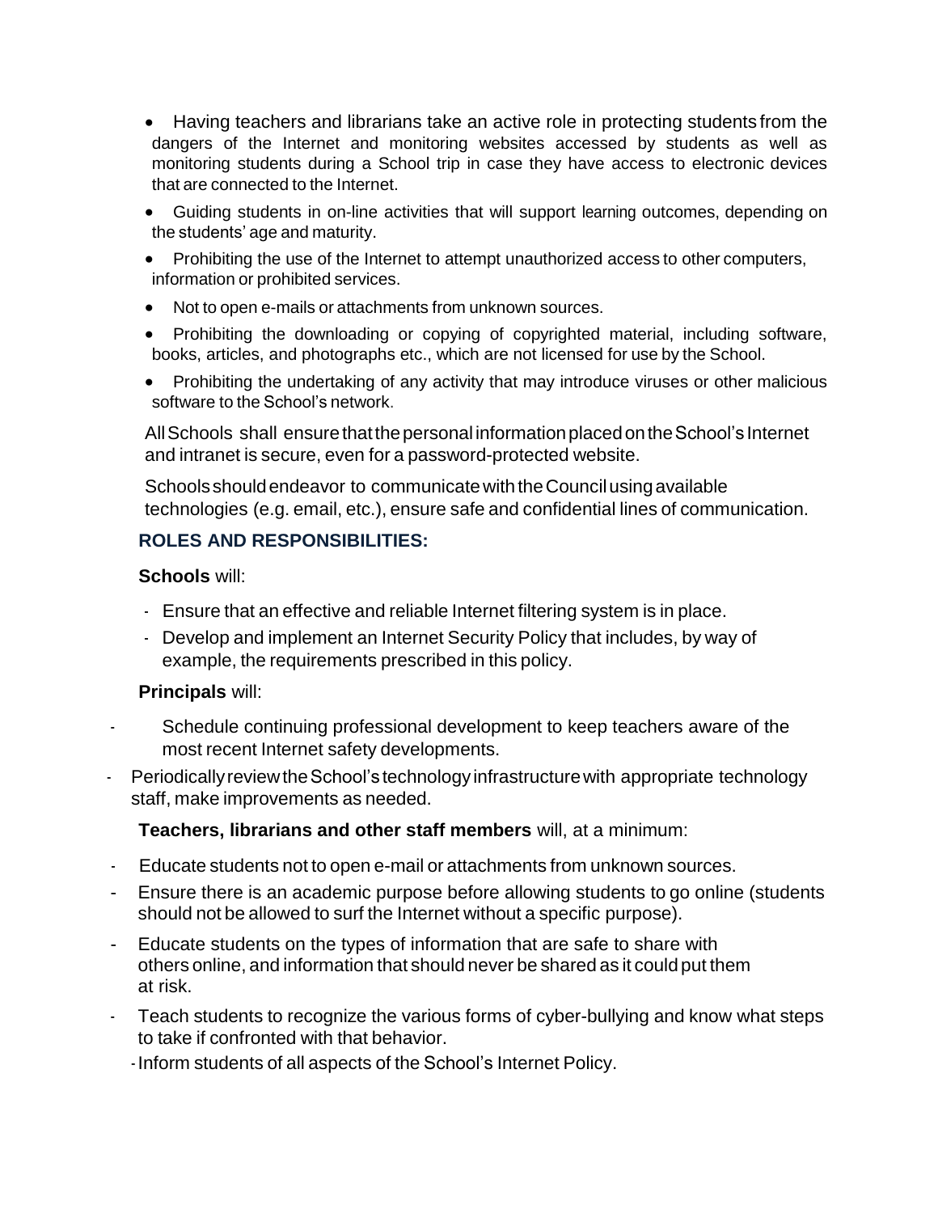- Having teachers and librarians take an active role in protecting students from the dangers of the Internet and monitoring websites accessed by students as well as monitoring students during a School trip in case they have access to electronic devices that are connected to the Internet.
- Guiding students in on-line activities that will support learning outcomes, depending on the students' age and maturity.
- Prohibiting the use of the Internet to attempt unauthorized access to other computers, information or prohibited services.
- Not to open e-mails or attachments from unknown sources.
- Prohibiting the downloading or copying of copyrighted material, including software, books, articles, and photographs etc., which are not licensed for use by the School.
- Prohibiting the undertaking of any activity that may introduce viruses or other malicious software to the School's network.

All Schools shall ensure that the personal information placed on the School's Internet and intranet is secure, even for a password-protected website.

Schools should endeavor to communicate with the Council using available technologies (e.g. email, etc.), ensure safe and confidential lines of communication.

## ROLES AND RESPONSIBILITIES:

**Schools** will:

- Ensure that an effective and reliable Internet filtering system is in place.
- Develop and implement an Internet Security Policy that includes, by way of example, the requirements prescribed in this policy.

**Principals** will:

- Schedule continuing professional development to keep teachers aware of the most recent Internet safety developments.
- Periodically review the School's technology infrastructure with appropriate technology staff, make improvements as needed.

**Teachers, librarians and other staff members** will, at a minimum:

- Educate students not to open e-mail or attachments from unknown sources.
- Ensure there is an academic purpose before allowing students to go online (students should not be allowed to surf the Internet without a specific purpose).
- Educate students on the types of information that are safe to share with others online, and information that should never be shared as it could put them at risk.
- Teach students to recognize the various forms of cyber-bullying and know what steps to take if confronted with that behavior.
- Inform students of all aspects of the School's Internet Policy.